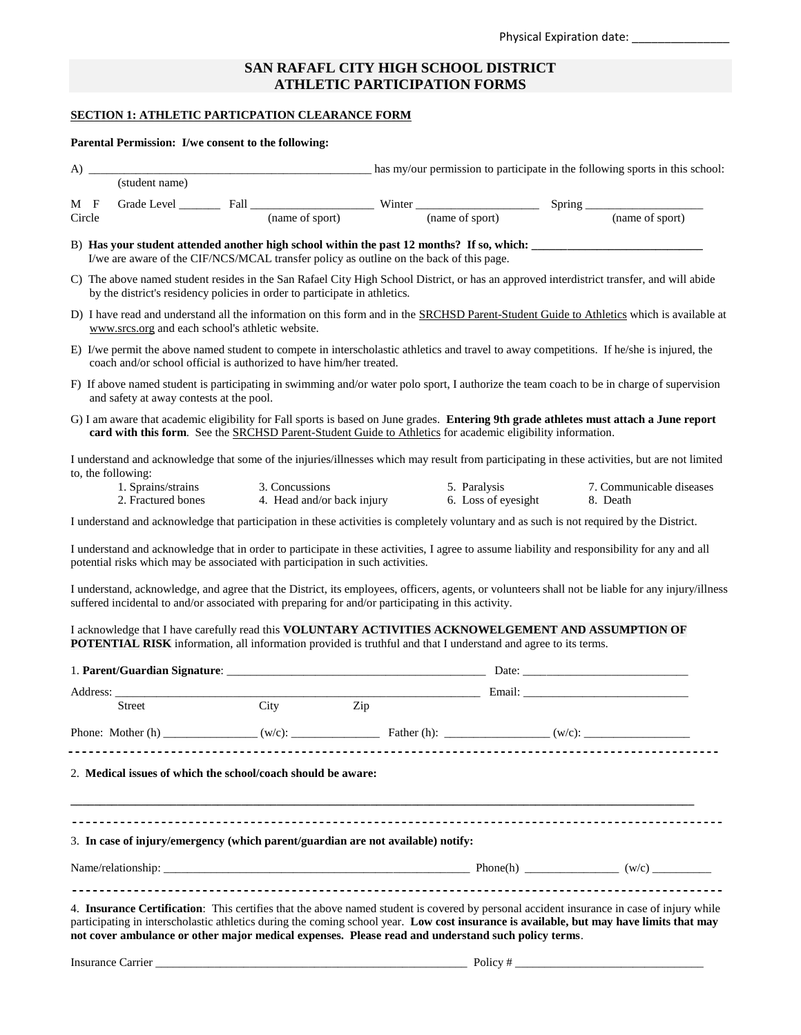Physical Expiration date: _______________

# SAN RAFAFL CITY HIGH SCHOOL DISTRICT
# ATHLETIC PARTICIPATION FORMS

## SECTION 1: ATHLETIC PARTICPATION CLEARANCE FORM

**Parental Permission: I/we consent to the following:**

A) ________________________________________________ has my/our permission to participate in the following sports in this school:
(student name)

M F Circle Grade Level _______ Fall _____________________ (name of sport) Winter _____________________ (name of sport) Spring ____________________ (name of sport)

B) **Has your student attended another high school within the past 12 months? If so, which: _____________________________**
I/we are aware of the CIF/NCS/MCAL transfer policy as outline on the back of this page.

C) The above named student resides in the San Rafael City High School District, or has an approved interdistrict transfer, and will abide by the district's residency policies in order to participate in athletics.

D) I have read and understand all the information on this form and in the SRCHSD Parent-Student Guide to Athletics which is available at www.srcs.org and each school's athletic website.

E) I/we permit the above named student to compete in interscholastic athletics and travel to away competitions. If he/she is injured, the coach and/or school official is authorized to have him/her treated.

F) If above named student is participating in swimming and/or water polo sport, I authorize the team coach to be in charge of supervision and safety at away contests at the pool.

G) I am aware that academic eligibility for Fall sports is based on June grades. **Entering 9th grade athletes must attach a June report card with this form**. See the SRCHSD Parent-Student Guide to Athletics for academic eligibility information.

I understand and acknowledge that some of the injuries/illnesses which may result from participating in these activities, but are not limited to, the following:

1. Sprains/strains
2. Fractured bones
3. Concussions
4. Head and/or back injury
5. Paralysis
6. Loss of eyesight
7. Communicable diseases
8. Death

I understand and acknowledge that participation in these activities is completely voluntary and as such is not required by the District.

I understand and acknowledge that in order to participate in these activities, I agree to assume liability and responsibility for any and all potential risks which may be associated with participation in such activities.

I understand, acknowledge, and agree that the District, its employees, officers, agents, or volunteers shall not be liable for any injury/illness suffered incidental to and/or associated with preparing for and/or participating in this activity.

I acknowledge that I have carefully read this **VOLUNTARY ACTIVITIES ACKNOWELGEMENT AND ASSUMPTION OF POTENTIAL RISK** information, all information provided is truthful and that I understand and agree to its terms.

1. **Parent/Guardian Signature**: ____________________________________________ Date: ____________________________

Address: ______________________________________________________________ Email: ____________________________
Street City Zip

Phone: Mother (h) _______________ (w/c): ______________ Father (h): _________________ (w/c): __________________

---

2. **Medical issues of which the school/coach should be aware:**

_____________________________________________________________________________________________________

---

3. **In case of injury/emergency (which parent/guardian are not available) notify:**

Name/relationship: _____________________________________________________ Phone(h) _______________ (w/c) _________

---

4. **Insurance Certification**: This certifies that the above named student is covered by personal accident insurance in case of injury while participating in interscholastic athletics during the coming school year. **Low cost insurance is available, but may have limits that may not cover ambulance or other major medical expenses. Please read and understand such policy terms**.

Insurance Carrier _______________________________________________________ Policy # ________________________________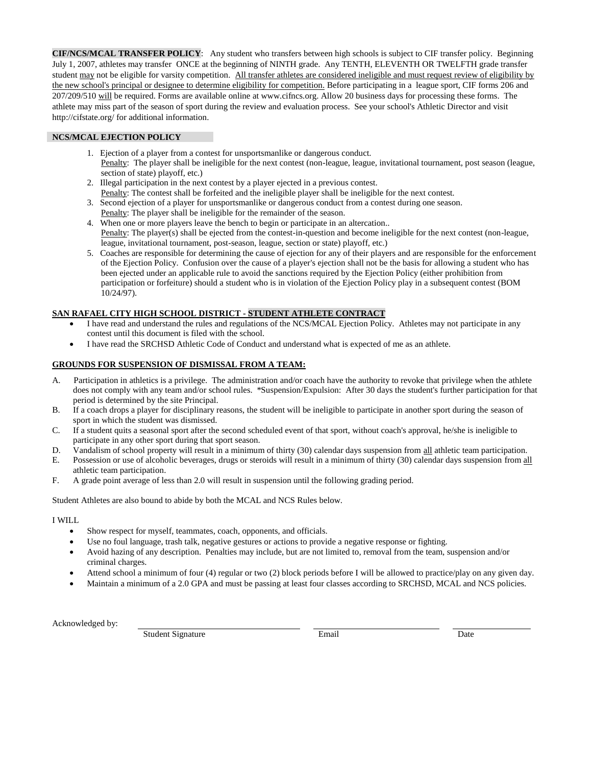**CIF/NCS/MCAL TRANSFER POLICY**: Any student who transfers between high schools is subject to CIF transfer policy. Beginning July 1, 2007, athletes may transfer ONCE at the beginning of NINTH grade. Any TENTH, ELEVENTH OR TWELFTH grade transfer student may not be eligible for varsity competition. All transfer athletes are considered ineligible and must request review of eligibility by the new school's principal or designee to determine eligibility for competition. Before participating in a league sport, CIF forms 206 and 207/209/510 will be required. Forms are available online at www.cifncs.org. Allow 20 business days for processing these forms. The athlete may miss part of the season of sport during the review and evaluation process. See your school's Athletic Director and visit http://cifstate.org/ for additional information.

**NCS/MCAL EJECTION POLICY**

1. Ejection of a player from a contest for unsportsmanlike or dangerous conduct.
   Penalty: The player shall be ineligible for the next contest (non-league, league, invitational tournament, post season (league, section of state) playoff, etc.)
2. Illegal participation in the next contest by a player ejected in a previous contest.
   Penalty: The contest shall be forfeited and the ineligible player shall be ineligible for the next contest.
3. Second ejection of a player for unsportsmanlike or dangerous conduct from a contest during one season.
   Penalty: The player shall be ineligible for the remainder of the season.
4. When one or more players leave the bench to begin or participate in an altercation..
   Penalty: The player(s) shall be ejected from the contest-in-question and become ineligible for the next contest (non-league, league, invitational tournament, post-season, league, section or state) playoff, etc.)
5. Coaches are responsible for determining the cause of ejection for any of their players and are responsible for the enforcement of the Ejection Policy. Confusion over the cause of a player's ejection shall not be the basis for allowing a student who has been ejected under an applicable rule to avoid the sanctions required by the Ejection Policy (either prohibition from participation or forfeiture) should a student who is in violation of the Ejection Policy play in a subsequent contest (BOM 10/24/97).

**SAN RAFAEL CITY HIGH SCHOOL DISTRICT - STUDENT ATHLETE CONTRACT**

- I have read and understand the rules and regulations of the NCS/MCAL Ejection Policy. Athletes may not participate in any contest until this document is filed with the school.
- I have read the SRCHSD Athletic Code of Conduct and understand what is expected of me as an athlete.

**GROUNDS FOR SUSPENSION OF DISMISSAL FROM A TEAM:**

A. Participation in athletics is a privilege. The administration and/or coach have the authority to revoke that privilege when the athlete does not comply with any team and/or school rules. *Suspension/Expulsion: After 30 days the student's further participation for that period is determined by the site Principal.

B. If a coach drops a player for disciplinary reasons, the student will be ineligible to participate in another sport during the season of sport in which the student was dismissed.

C. If a student quits a seasonal sport after the second scheduled event of that sport, without coach's approval, he/she is ineligible to participate in any other sport during that sport season.

D. Vandalism of school property will result in a minimum of thirty (30) calendar days suspension from all athletic team participation.

E. Possession or use of alcoholic beverages, drugs or steroids will result in a minimum of thirty (30) calendar days suspension from all athletic team participation.

F. A grade point average of less than 2.0 will result in suspension until the following grading period.

Student Athletes are also bound to abide by both the MCAL and NCS Rules below.

I WILL

- Show respect for myself, teammates, coach, opponents, and officials.
- Use no foul language, trash talk, negative gestures or actions to provide a negative response or fighting.
- Avoid hazing of any description. Penalties may include, but are not limited to, removal from the team, suspension and/or criminal charges.
- Attend school a minimum of four (4) regular or two (2) block periods before I will be allowed to practice/play on any given day.
- Maintain a minimum of a 2.0 GPA and must be passing at least four classes according to SRCHSD, MCAL and NCS policies.

Acknowledged by: ______________________ ______________________ ______________

Student Signature — Email — Date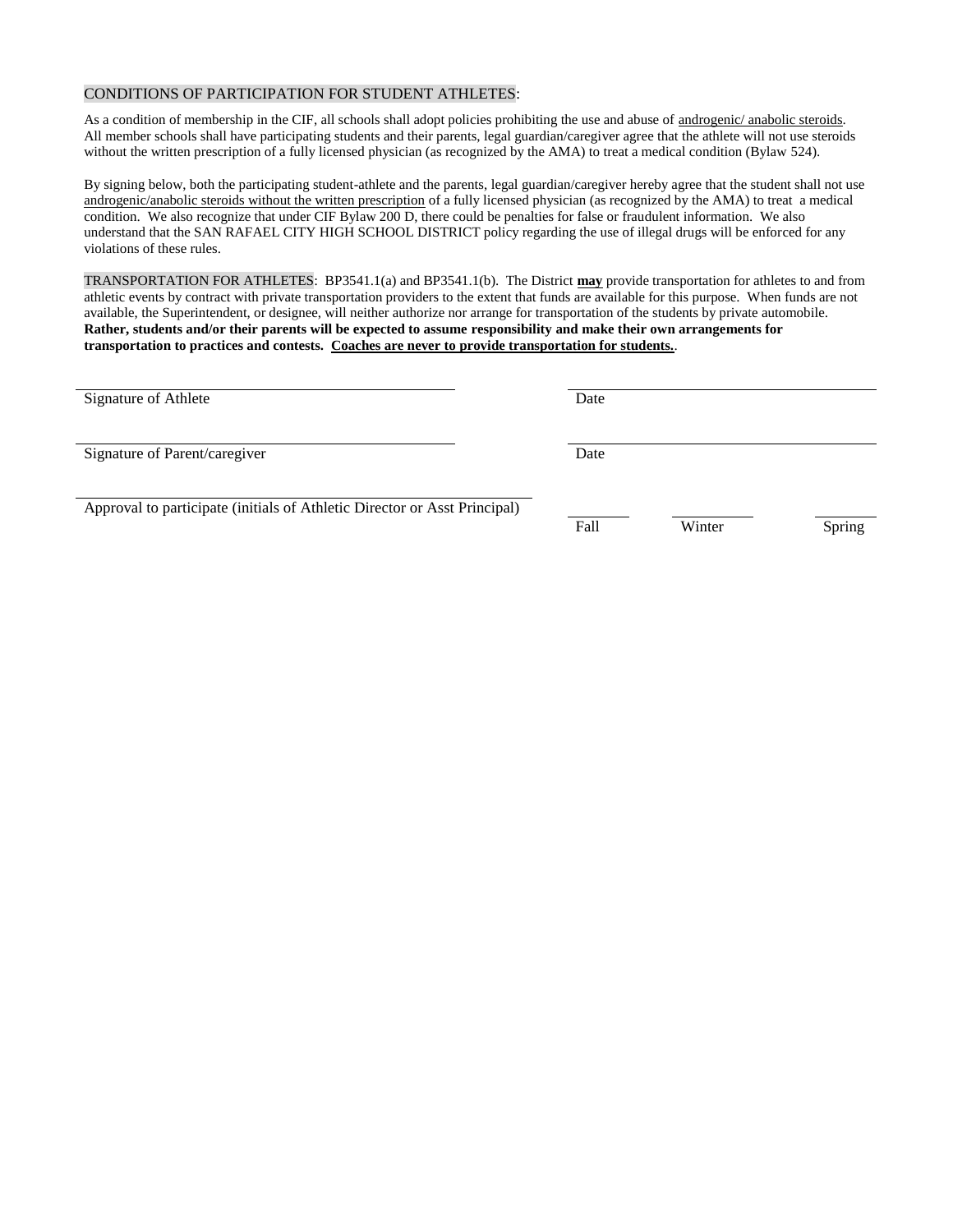CONDITIONS OF PARTICIPATION FOR STUDENT ATHLETES:

As a condition of membership in the CIF, all schools shall adopt policies prohibiting the use and abuse of androgenic/ anabolic steroids. All member schools shall have participating students and their parents, legal guardian/caregiver agree that the athlete will not use steroids without the written prescription of a fully licensed physician (as recognized by the AMA) to treat a medical condition (Bylaw 524).

By signing below, both the participating student-athlete and the parents, legal guardian/caregiver hereby agree that the student shall not use androgenic/anabolic steroids without the written prescription of a fully licensed physician (as recognized by the AMA) to treat a medical condition. We also recognize that under CIF Bylaw 200 D, there could be penalties for false or fraudulent information. We also understand that the SAN RAFAEL CITY HIGH SCHOOL DISTRICT policy regarding the use of illegal drugs will be enforced for any violations of these rules.

TRANSPORTATION FOR ATHLETES: BP3541.1(a) and BP3541.1(b). The District **may** provide transportation for athletes to and from athletic events by contract with private transportation providers to the extent that funds are available for this purpose. When funds are not available, the Superintendent, or designee, will neither authorize nor arrange for transportation of the students by private automobile. **Rather, students and/or their parents will be expected to assume responsibility and make their own arrangements for transportation to practices and contests. Coaches are never to provide transportation for students.**.

______________________________ Signature of Athlete ______________________________ Date

______________________________ Signature of Parent/caregiver ______________________________ Date

______________________________ Approval to participate (initials of Athletic Director or Asst Principal) ________ Fall ________ Winter ________ Spring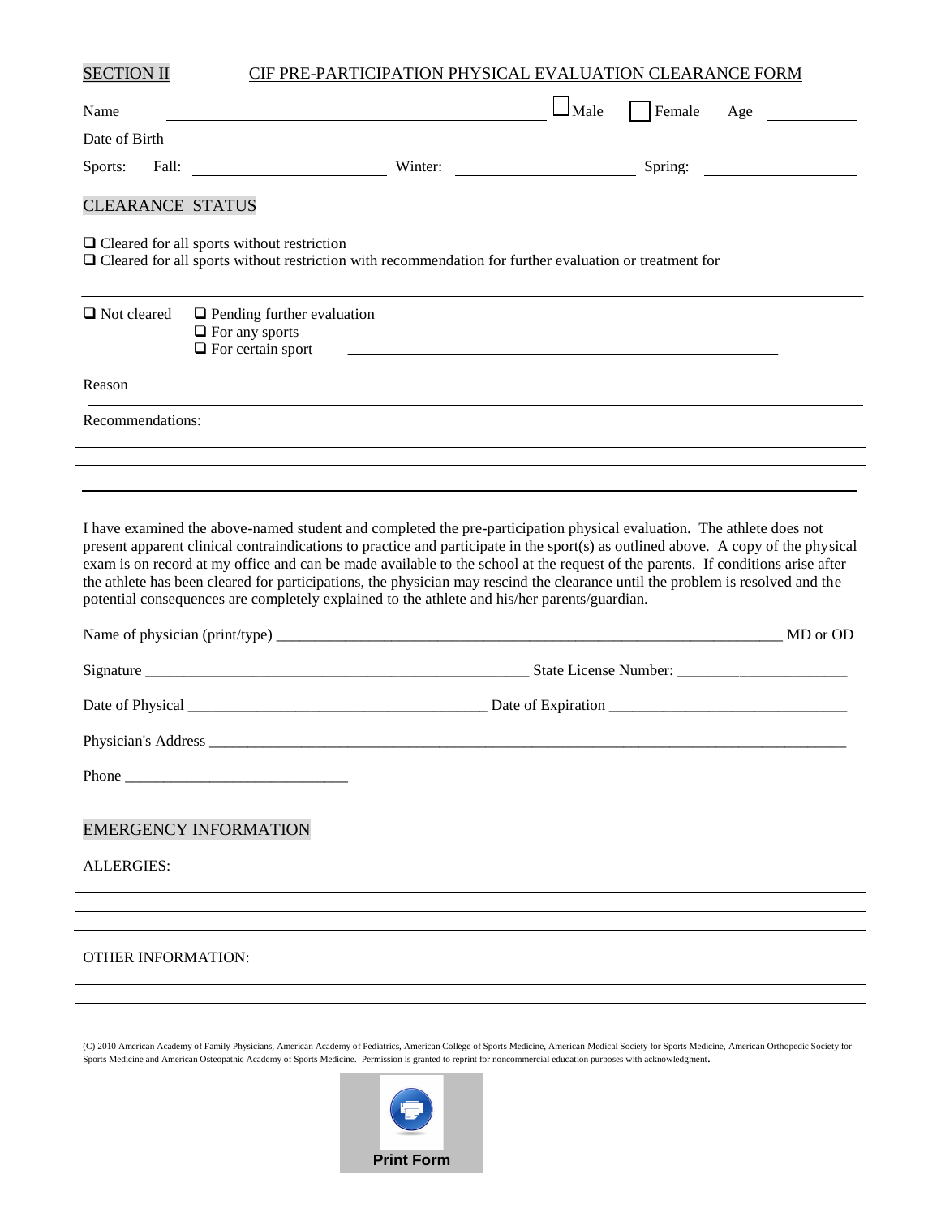SECTION II CIF PRE-PARTICIPATION PHYSICAL EVALUATION CLEARANCE FORM

Name ______________________________ ☐ Male ☐ Female Age __________

Date of Birth ______________________________

Sports: Fall: ________________ Winter: ________________ Spring: ________________

## CLEARANCE STATUS

❑ Cleared for all sports without restriction

❑ Cleared for all sports without restriction with recommendation for further evaluation or treatment for

______________________________________________________________________

❑ Not cleared ❑ Pending further evaluation

❑ For any sports

❑ For certain sport ________________________________________

Reason ______________________________________________________________________

______________________________________________________________________

Recommendations:

______________________________________________________________________

______________________________________________________________________

______________________________________________________________________

I have examined the above-named student and completed the pre-participation physical evaluation. The athlete does not present apparent clinical contraindications to practice and participate in the sport(s) as outlined above. A copy of the physical exam is on record at my office and can be made available to the school at the request of the parents. If conditions arise after the athlete has been cleared for participations, the physician may rescind the clearance until the problem is resolved and the potential consequences are completely explained to the athlete and his/her parents/guardian.

Name of physician (print/type) ______________________________________________________ MD or OD

Signature ________________________________________ State License Number: ____________________

Date of Physical ____________________________________ Date of Expiration ____________________________

Physician's Address ______________________________________________________________________

Phone __________________________

## EMERGENCY INFORMATION

ALLERGIES:

______________________________________________________________________

______________________________________________________________________

______________________________________________________________________

OTHER INFORMATION:

______________________________________________________________________

______________________________________________________________________

______________________________________________________________________

(C) 2010 American Academy of Family Physicians, American Academy of Pediatrics, American College of Sports Medicine, American Medical Society for Sports Medicine, American Orthopedic Society for Sports Medicine and American Osteopathic Academy of Sports Medicine. Permission is granted to reprint for noncommercial education purposes with acknowledgment.

Print Form